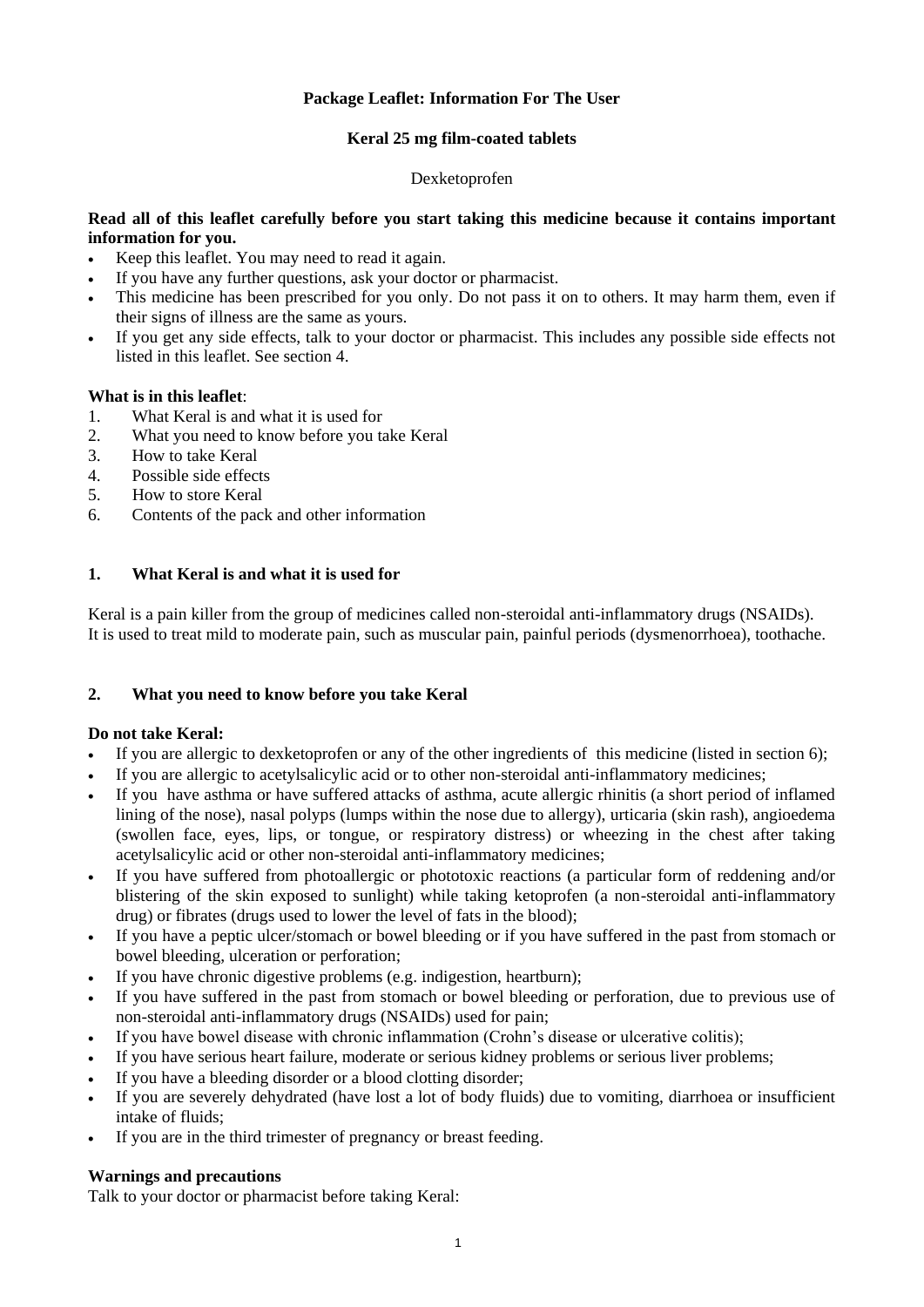**Package Leaflet: Information For The User**

**Keral 25 mg film-coated tablets**

Dexketoprofen

**Read all of this leaflet carefully before you start taking this medicine because it contains important information for you.**

- Keep this leaflet. You may need to read it again.
- If you have any further questions, ask your doctor or pharmacist.
- This medicine has been prescribed for you only. Do not pass it on to others. It may harm them, even if their signs of illness are the same as yours.
- If you get any side effects, talk to your doctor or pharmacist. This includes any possible side effects not listed in this leaflet. See section 4.

**What is in this leaflet**:

1. What Keral is and what it is used for
2. What you need to know before you take Keral
3. How to take Keral
4. Possible side effects
5. How to store Keral
6. Contents of the pack and other information

## 1. What Keral is and what it is used for

Keral is a pain killer from the group of medicines called non-steroidal anti-inflammatory drugs (NSAIDs).
It is used to treat mild to moderate pain, such as muscular pain, painful periods (dysmenorrhoea), toothache.

## 2. What you need to know before you take Keral

**Do not take Keral:**

- If you are allergic to dexketoprofen or any of the other ingredients of this medicine (listed in section 6);
- If you are allergic to acetylsalicylic acid or to other non-steroidal anti-inflammatory medicines;
- If you have asthma or have suffered attacks of asthma, acute allergic rhinitis (a short period of inflamed lining of the nose), nasal polyps (lumps within the nose due to allergy), urticaria (skin rash), angioedema (swollen face, eyes, lips, or tongue, or respiratory distress) or wheezing in the chest after taking acetylsalicylic acid or other non-steroidal anti-inflammatory medicines;
- If you have suffered from photoallergic or phototoxic reactions (a particular form of reddening and/or blistering of the skin exposed to sunlight) while taking ketoprofen (a non-steroidal anti-inflammatory drug) or fibrates (drugs used to lower the level of fats in the blood);
- If you have a peptic ulcer/stomach or bowel bleeding or if you have suffered in the past from stomach or bowel bleeding, ulceration or perforation;
- If you have chronic digestive problems (e.g. indigestion, heartburn);
- If you have suffered in the past from stomach or bowel bleeding or perforation, due to previous use of non-steroidal anti-inflammatory drugs (NSAIDs) used for pain;
- If you have bowel disease with chronic inflammation (Crohn's disease or ulcerative colitis);
- If you have serious heart failure, moderate or serious kidney problems or serious liver problems;
- If you have a bleeding disorder or a blood clotting disorder;
- If you are severely dehydrated (have lost a lot of body fluids) due to vomiting, diarrhoea or insufficient intake of fluids;
- If you are in the third trimester of pregnancy or breast feeding.

**Warnings and precautions**

Talk to your doctor or pharmacist before taking Keral: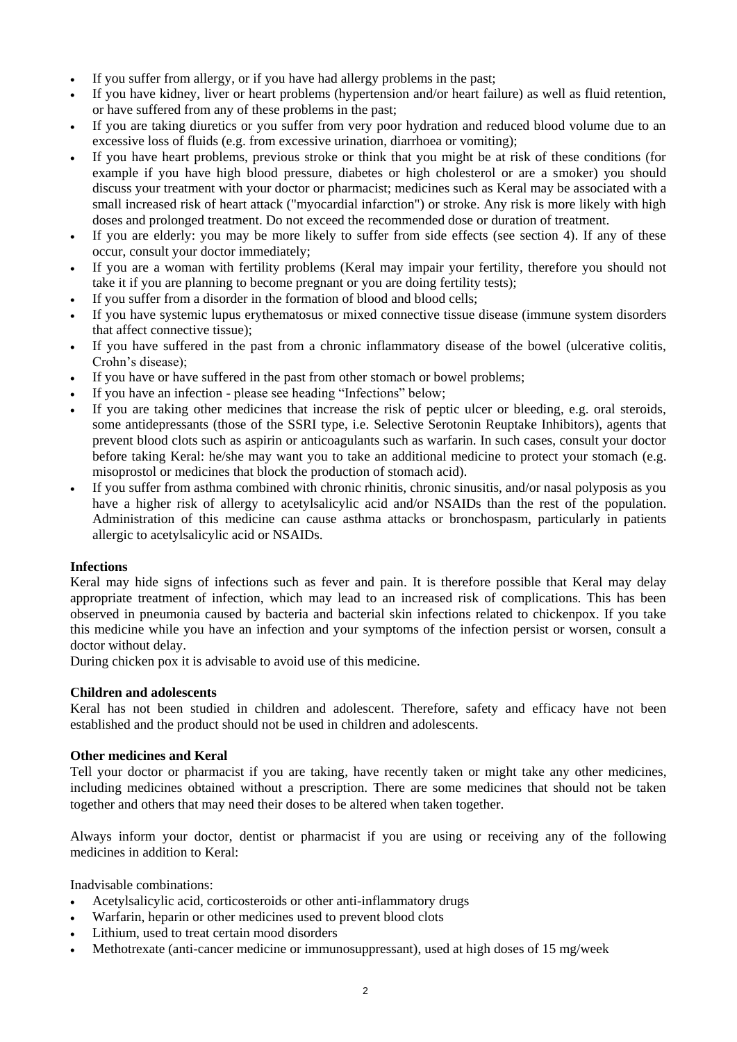- If you suffer from allergy, or if you have had allergy problems in the past;
- If you have kidney, liver or heart problems (hypertension and/or heart failure) as well as fluid retention, or have suffered from any of these problems in the past;
- If you are taking diuretics or you suffer from very poor hydration and reduced blood volume due to an excessive loss of fluids (e.g. from excessive urination, diarrhoea or vomiting);
- If you have heart problems, previous stroke or think that you might be at risk of these conditions (for example if you have high blood pressure, diabetes or high cholesterol or are a smoker) you should discuss your treatment with your doctor or pharmacist; medicines such as Keral may be associated with a small increased risk of heart attack ("myocardial infarction") or stroke. Any risk is more likely with high doses and prolonged treatment. Do not exceed the recommended dose or duration of treatment.
- If you are elderly: you may be more likely to suffer from side effects (see section 4). If any of these occur, consult your doctor immediately;
- If you are a woman with fertility problems (Keral may impair your fertility, therefore you should not take it if you are planning to become pregnant or you are doing fertility tests);
- If you suffer from a disorder in the formation of blood and blood cells;
- If you have systemic lupus erythematosus or mixed connective tissue disease (immune system disorders that affect connective tissue);
- If you have suffered in the past from a chronic inflammatory disease of the bowel (ulcerative colitis, Crohn's disease);
- If you have or have suffered in the past from other stomach or bowel problems;
- If you have an infection - please see heading "Infections" below;
- If you are taking other medicines that increase the risk of peptic ulcer or bleeding, e.g. oral steroids, some antidepressants (those of the SSRI type, i.e. Selective Serotonin Reuptake Inhibitors), agents that prevent blood clots such as aspirin or anticoagulants such as warfarin. In such cases, consult your doctor before taking Keral: he/she may want you to take an additional medicine to protect your stomach (e.g. misoprostol or medicines that block the production of stomach acid).
- If you suffer from asthma combined with chronic rhinitis, chronic sinusitis, and/or nasal polyposis as you have a higher risk of allergy to acetylsalicylic acid and/or NSAIDs than the rest of the population. Administration of this medicine can cause asthma attacks or bronchospasm, particularly in patients allergic to acetylsalicylic acid or NSAIDs.

**Infections**

Keral may hide signs of infections such as fever and pain. It is therefore possible that Keral may delay appropriate treatment of infection, which may lead to an increased risk of complications. This has been observed in pneumonia caused by bacteria and bacterial skin infections related to chickenpox. If you take this medicine while you have an infection and your symptoms of the infection persist or worsen, consult a doctor without delay.

During chicken pox it is advisable to avoid use of this medicine.

**Children and adolescents**

Keral has not been studied in children and adolescent. Therefore, safety and efficacy have not been established and the product should not be used in children and adolescents.

**Other medicines and Keral**

Tell your doctor or pharmacist if you are taking, have recently taken or might take any other medicines, including medicines obtained without a prescription. There are some medicines that should not be taken together and others that may need their doses to be altered when taken together.

Always inform your doctor, dentist or pharmacist if you are using or receiving any of the following medicines in addition to Keral:

Inadvisable combinations:

- Acetylsalicylic acid, corticosteroids or other anti-inflammatory drugs
- Warfarin, heparin or other medicines used to prevent blood clots
- Lithium, used to treat certain mood disorders
- Methotrexate (anti-cancer medicine or immunosuppressant), used at high doses of 15 mg/week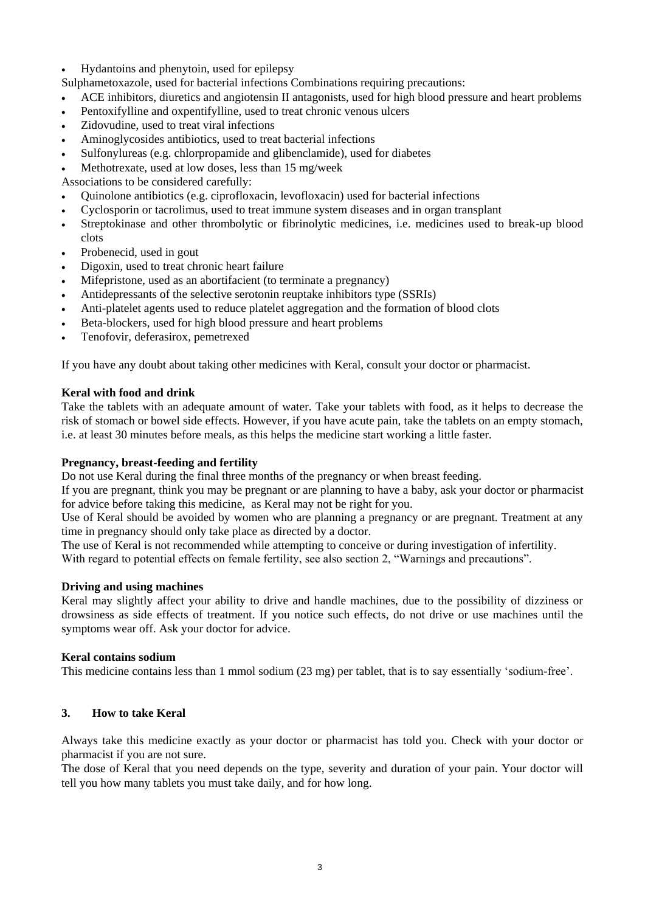- Hydantoins and phenytoin, used for epilepsy

Sulphametoxazole, used for bacterial infections Combinations requiring precautions:

- ACE inhibitors, diuretics and angiotensin II antagonists, used for high blood pressure and heart problems
- Pentoxifylline and oxpentifylline, used to treat chronic venous ulcers
- Zidovudine, used to treat viral infections
- Aminoglycosides antibiotics, used to treat bacterial infections
- Sulfonylureas (e.g. chlorpropamide and glibenclamide), used for diabetes
- Methotrexate, used at low doses, less than 15 mg/week

Associations to be considered carefully:

- Quinolone antibiotics (e.g. ciprofloxacin, levofloxacin) used for bacterial infections
- Cyclosporin or tacrolimus, used to treat immune system diseases and in organ transplant
- Streptokinase and other thrombolytic or fibrinolytic medicines, i.e. medicines used to break-up blood clots
- Probenecid, used in gout
- Digoxin, used to treat chronic heart failure
- Mifepristone, used as an abortifacient (to terminate a pregnancy)
- Antidepressants of the selective serotonin reuptake inhibitors type (SSRIs)
- Anti-platelet agents used to reduce platelet aggregation and the formation of blood clots
- Beta-blockers, used for high blood pressure and heart problems
- Tenofovir, deferasirox, pemetrexed

If you have any doubt about taking other medicines with Keral, consult your doctor or pharmacist.

**Keral with food and drink**

Take the tablets with an adequate amount of water. Take your tablets with food, as it helps to decrease the risk of stomach or bowel side effects. However, if you have acute pain, take the tablets on an empty stomach, i.e. at least 30 minutes before meals, as this helps the medicine start working a little faster.

**Pregnancy, breast-feeding and fertility**

Do not use Keral during the final three months of the pregnancy or when breast feeding.

If you are pregnant, think you may be pregnant or are planning to have a baby, ask your doctor or pharmacist for advice before taking this medicine, as Keral may not be right for you.

Use of Keral should be avoided by women who are planning a pregnancy or are pregnant. Treatment at any time in pregnancy should only take place as directed by a doctor.

The use of Keral is not recommended while attempting to conceive or during investigation of infertility.

With regard to potential effects on female fertility, see also section 2, "Warnings and precautions".

**Driving and using machines**

Keral may slightly affect your ability to drive and handle machines, due to the possibility of dizziness or drowsiness as side effects of treatment. If you notice such effects, do not drive or use machines until the symptoms wear off. Ask your doctor for advice.

**Keral contains sodium**

This medicine contains less than 1 mmol sodium (23 mg) per tablet, that is to say essentially 'sodium-free'.

## 3. How to take Keral

Always take this medicine exactly as your doctor or pharmacist has told you. Check with your doctor or pharmacist if you are not sure.

The dose of Keral that you need depends on the type, severity and duration of your pain. Your doctor will tell you how many tablets you must take daily, and for how long.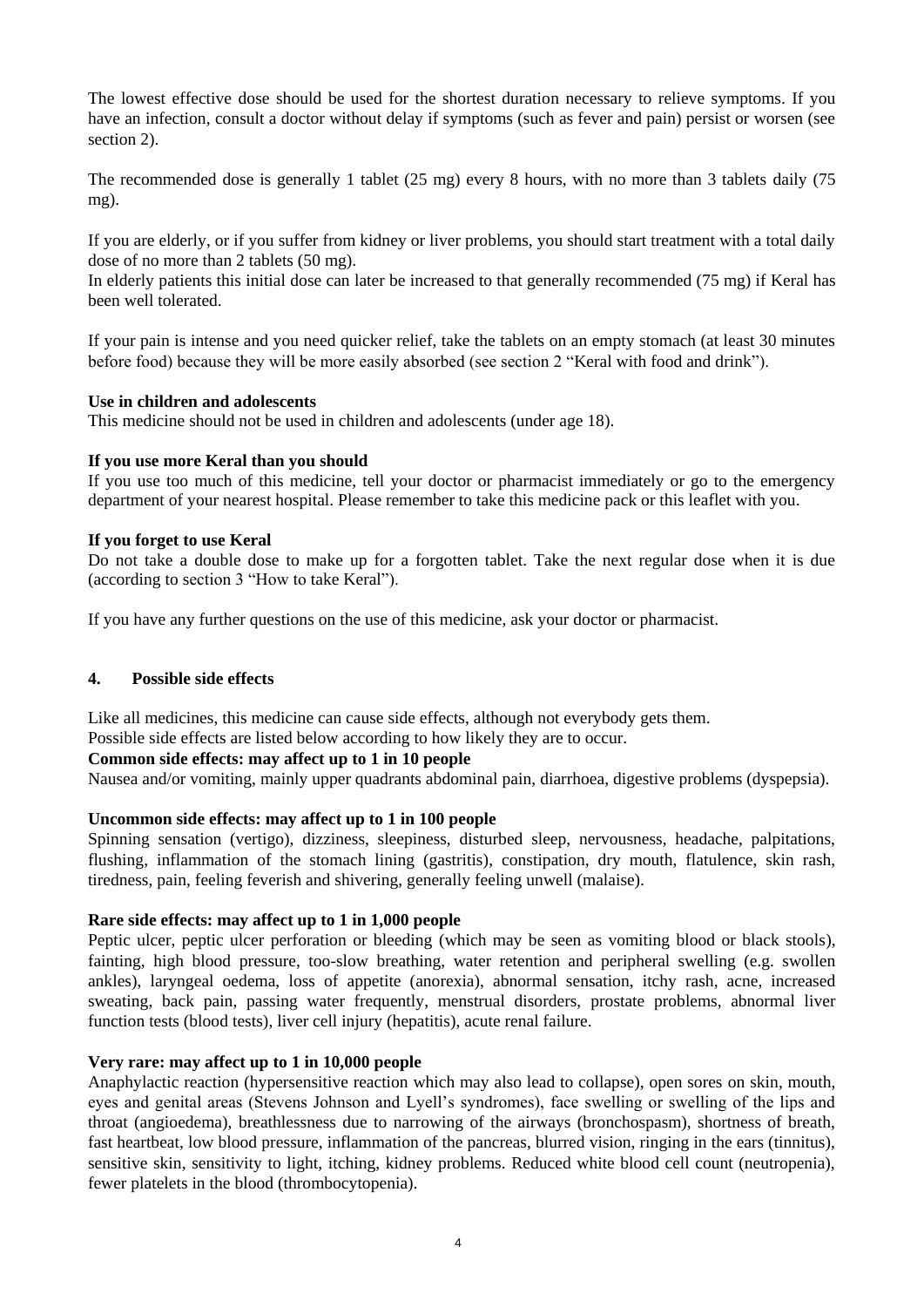The lowest effective dose should be used for the shortest duration necessary to relieve symptoms. If you have an infection, consult a doctor without delay if symptoms (such as fever and pain) persist or worsen (see section 2).

The recommended dose is generally 1 tablet (25 mg) every 8 hours, with no more than 3 tablets daily (75 mg).

If you are elderly, or if you suffer from kidney or liver problems, you should start treatment with a total daily dose of no more than 2 tablets (50 mg).
In elderly patients this initial dose can later be increased to that generally recommended (75 mg) if Keral has been well tolerated.

If your pain is intense and you need quicker relief, take the tablets on an empty stomach (at least 30 minutes before food) because they will be more easily absorbed (see section 2 "Keral with food and drink").

**Use in children and adolescents**
This medicine should not be used in children and adolescents (under age 18).

**If you use more Keral than you should**
If you use too much of this medicine, tell your doctor or pharmacist immediately or go to the emergency department of your nearest hospital. Please remember to take this medicine pack or this leaflet with you.

**If you forget to use Keral**
Do not take a double dose to make up for a forgotten tablet. Take the next regular dose when it is due (according to section 3 "How to take Keral").

If you have any further questions on the use of this medicine, ask your doctor or pharmacist.

## 4. Possible side effects

Like all medicines, this medicine can cause side effects, although not everybody gets them.
Possible side effects are listed below according to how likely they are to occur.

**Common side effects: may affect up to 1 in 10 people**
Nausea and/or vomiting, mainly upper quadrants abdominal pain, diarrhoea, digestive problems (dyspepsia).

**Uncommon side effects: may affect up to 1 in 100 people**
Spinning sensation (vertigo), dizziness, sleepiness, disturbed sleep, nervousness, headache, palpitations, flushing, inflammation of the stomach lining (gastritis), constipation, dry mouth, flatulence, skin rash, tiredness, pain, feeling feverish and shivering, generally feeling unwell (malaise).

**Rare side effects: may affect up to 1 in 1,000 people**
Peptic ulcer, peptic ulcer perforation or bleeding (which may be seen as vomiting blood or black stools), fainting, high blood pressure, too-slow breathing, water retention and peripheral swelling (e.g. swollen ankles), laryngeal oedema, loss of appetite (anorexia), abnormal sensation, itchy rash, acne, increased sweating, back pain, passing water frequently, menstrual disorders, prostate problems, abnormal liver function tests (blood tests), liver cell injury (hepatitis), acute renal failure.

**Very rare: may affect up to 1 in 10,000 people**
Anaphylactic reaction (hypersensitive reaction which may also lead to collapse), open sores on skin, mouth, eyes and genital areas (Stevens Johnson and Lyell's syndromes), face swelling or swelling of the lips and throat (angioedema), breathlessness due to narrowing of the airways (bronchospasm), shortness of breath, fast heartbeat, low blood pressure, inflammation of the pancreas, blurred vision, ringing in the ears (tinnitus), sensitive skin, sensitivity to light, itching, kidney problems. Reduced white blood cell count (neutropenia), fewer platelets in the blood (thrombocytopenia).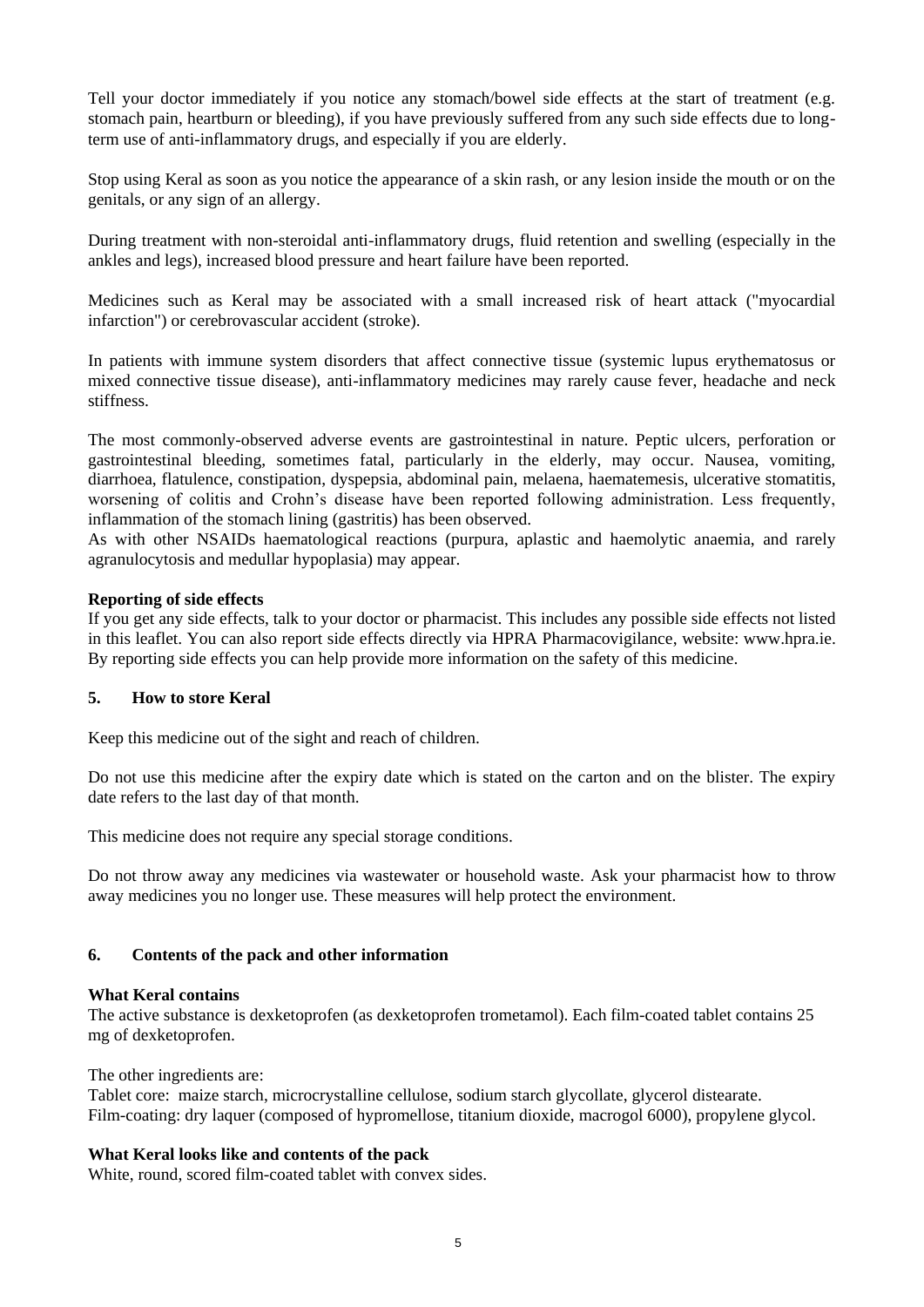Tell your doctor immediately if you notice any stomach/bowel side effects at the start of treatment (e.g. stomach pain, heartburn or bleeding), if you have previously suffered from any such side effects due to long-term use of anti-inflammatory drugs, and especially if you are elderly.

Stop using Keral as soon as you notice the appearance of a skin rash, or any lesion inside the mouth or on the genitals, or any sign of an allergy.

During treatment with non-steroidal anti-inflammatory drugs, fluid retention and swelling (especially in the ankles and legs), increased blood pressure and heart failure have been reported.

Medicines such as Keral may be associated with a small increased risk of heart attack ("myocardial infarction") or cerebrovascular accident (stroke).

In patients with immune system disorders that affect connective tissue (systemic lupus erythematosus or mixed connective tissue disease), anti-inflammatory medicines may rarely cause fever, headache and neck stiffness.

The most commonly-observed adverse events are gastrointestinal in nature. Peptic ulcers, perforation or gastrointestinal bleeding, sometimes fatal, particularly in the elderly, may occur. Nausea, vomiting, diarrhoea, flatulence, constipation, dyspepsia, abdominal pain, melaena, haematemesis, ulcerative stomatitis, worsening of colitis and Crohn's disease have been reported following administration. Less frequently, inflammation of the stomach lining (gastritis) has been observed.
As with other NSAIDs haematological reactions (purpura, aplastic and haemolytic anaemia, and rarely agranulocytosis and medullar hypoplasia) may appear.

**Reporting of side effects**
If you get any side effects, talk to your doctor or pharmacist. This includes any possible side effects not listed in this leaflet. You can also report side effects directly via HPRA Pharmacovigilance, website: www.hpra.ie. By reporting side effects you can help provide more information on the safety of this medicine.

## 5. How to store Keral

Keep this medicine out of the sight and reach of children.

Do not use this medicine after the expiry date which is stated on the carton and on the blister. The expiry date refers to the last day of that month.

This medicine does not require any special storage conditions.

Do not throw away any medicines via wastewater or household waste. Ask your pharmacist how to throw away medicines you no longer use. These measures will help protect the environment.

## 6. Contents of the pack and other information

**What Keral contains**
The active substance is dexketoprofen (as dexketoprofen trometamol). Each film-coated tablet contains 25 mg of dexketoprofen.

The other ingredients are:
Tablet core: maize starch, microcrystalline cellulose, sodium starch glycollate, glycerol distearate.
Film-coating: dry laquer (composed of hypromellose, titanium dioxide, macrogol 6000), propylene glycol.

**What Keral looks like and contents of the pack**
White, round, scored film-coated tablet with convex sides.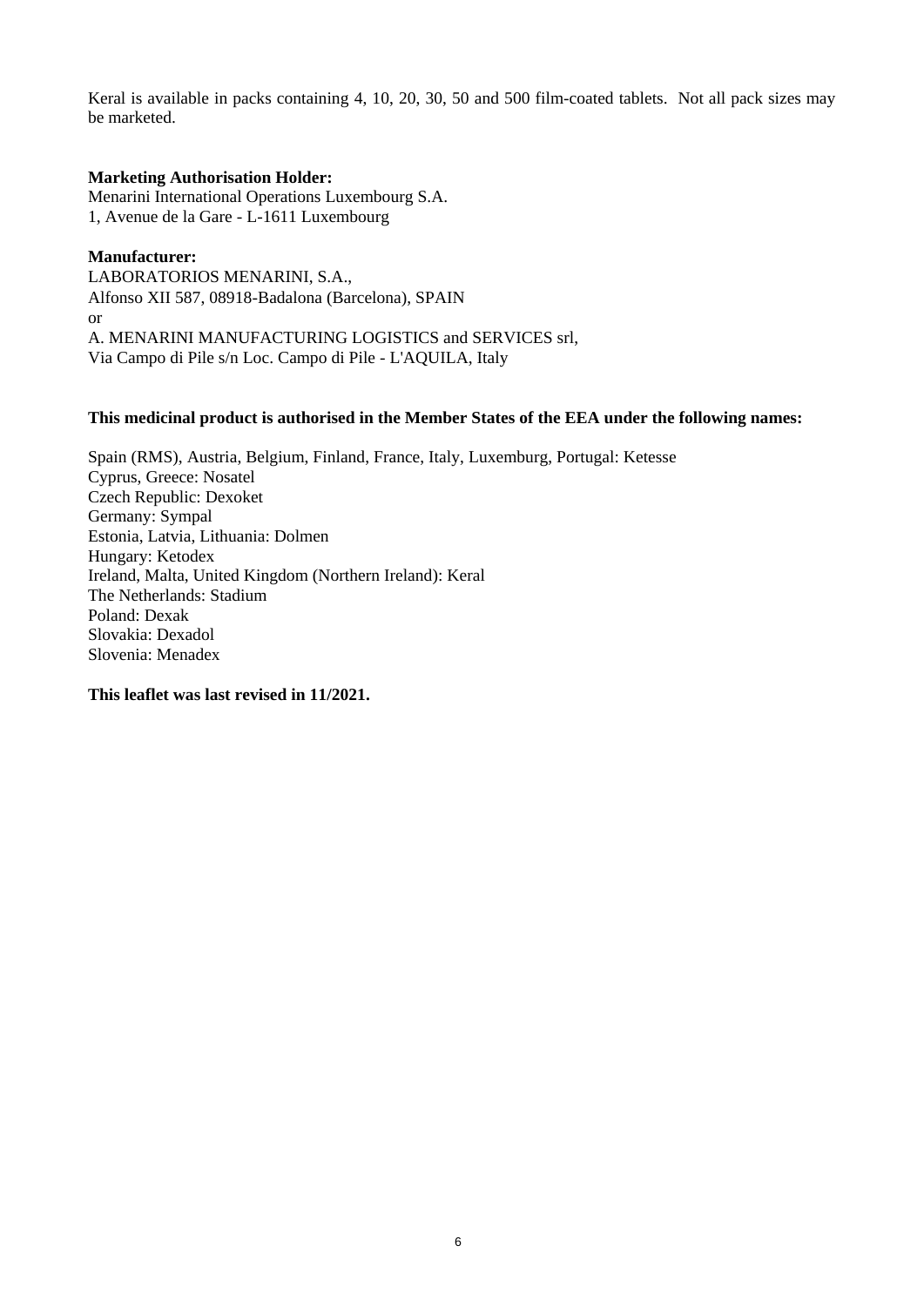Keral is available in packs containing 4, 10, 20, 30, 50 and 500 film-coated tablets. Not all pack sizes may be marketed.

**Marketing Authorisation Holder:**
Menarini International Operations Luxembourg S.A.
1, Avenue de la Gare - L-1611 Luxembourg

**Manufacturer:**
LABORATORIOS MENARINI, S.A.,
Alfonso XII 587, 08918-Badalona (Barcelona), SPAIN
or
A. MENARINI MANUFACTURING LOGISTICS and SERVICES srl,
Via Campo di Pile s/n Loc. Campo di Pile - L'AQUILA, Italy

**This medicinal product is authorised in the Member States of the EEA under the following names:**

Spain (RMS), Austria, Belgium, Finland, France, Italy, Luxemburg, Portugal: Ketesse
Cyprus, Greece: Nosatel
Czech Republic: Dexoket
Germany: Sympal
Estonia, Latvia, Lithuania: Dolmen
Hungary: Ketodex
Ireland, Malta, United Kingdom (Northern Ireland): Keral
The Netherlands: Stadium
Poland: Dexak
Slovakia: Dexadol
Slovenia: Menadex

**This leaflet was last revised in 11/2021.**